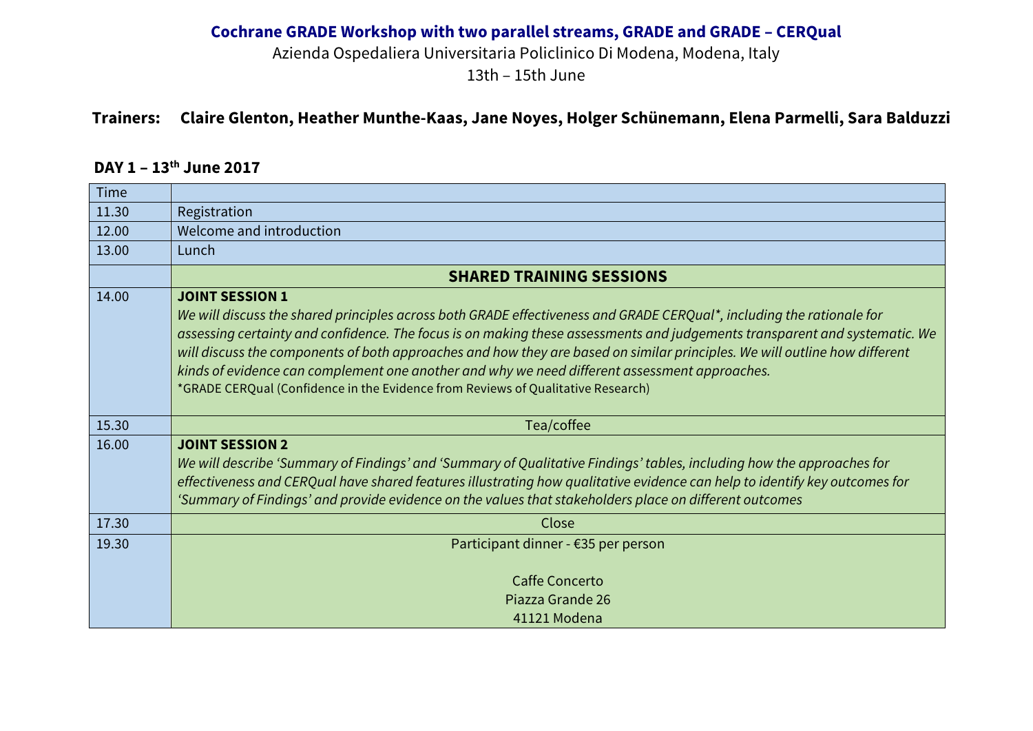# Cochrane GRADE Workshop with two parallel streams, GRADE and GRADE – CERQual

Azienda Ospedaliera Universitaria Policlinico Di Modena, Modena, Italy

13th – 15th June

**Trainers: Claire Glenton, Heather Munthe-Kaas, Jane Noyes, Holger Schünemann, Elena Parmelli, Sara Balduzzi**

## DAY 1 – 13th June 2017

| Time | |
|---|---|
| 11.30 | Registration |
| 12.00 | Welcome and introduction |
| 13.00 | Lunch |
| | **SHARED TRAINING SESSIONS** |
| 14.00 | **JOINT SESSION 1**<br>*We will discuss the shared principles across both GRADE effectiveness and GRADE CERQual\*, including the rationale for assessing certainty and confidence. The focus is on making these assessments and judgements transparent and systematic. We will discuss the components of both approaches and how they are based on similar principles. We will outline how different kinds of evidence can complement one another and why we need different assessment approaches.*<br>\*GRADE CERQual (Confidence in the Evidence from Reviews of Qualitative Research) |
| 15.30 | Tea/coffee |
| 16.00 | **JOINT SESSION 2**<br>*We will describe 'Summary of Findings' and 'Summary of Qualitative Findings' tables, including how the approaches for effectiveness and CERQual have shared features illustrating how qualitative evidence can help to identify key outcomes for 'Summary of Findings' and provide evidence on the values that stakeholders place on different outcomes* |
| 17.30 | Close |
| 19.30 | Participant dinner - €35 per person<br><br>Caffe Concerto<br>Piazza Grande 26<br>41121 Modena |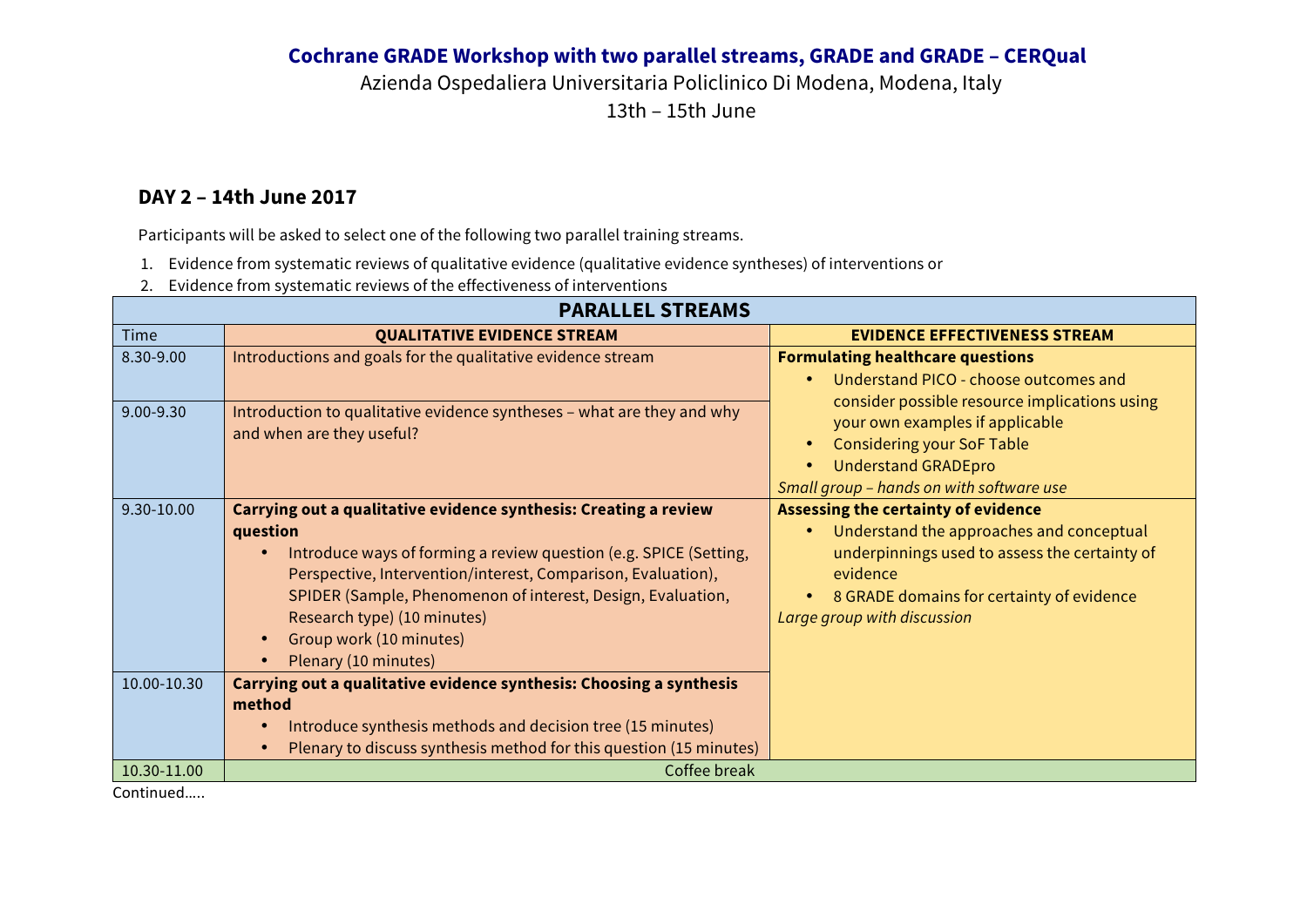**Cochrane GRADE Workshop with two parallel streams, GRADE and GRADE – CERQual**

Azienda Ospedaliera Universitaria Policlinico Di Modena, Modena, Italy

13th – 15th June

## DAY 2 – 14th June 2017

Participants will be asked to select one of the following two parallel training streams.

1. Evidence from systematic reviews of qualitative evidence (qualitative evidence syntheses) of interventions or
2. Evidence from systematic reviews of the effectiveness of interventions

| PARALLEL STREAMS | | |
|---|---|---|
| Time | **QUALITATIVE EVIDENCE STREAM** | **EVIDENCE EFFECTIVENESS STREAM** |
| 8.30-9.00 | Introductions and goals for the qualitative evidence stream | **Formulating healthcare questions**<br>• Understand PICO - choose outcomes and consider possible resource implications using your own examples if applicable<br>• Considering your SoF Table<br>• Understand GRADEpro<br>*Small group – hands on with software use* |
| 9.00-9.30 | Introduction to qualitative evidence syntheses – what are they and why and when are they useful? | |
| 9.30-10.00 | **Carrying out a qualitative evidence synthesis: Creating a review question**<br>• Introduce ways of forming a review question (e.g. SPICE (Setting, Perspective, Intervention/interest, Comparison, Evaluation), SPIDER (Sample, Phenomenon of interest, Design, Evaluation, Research type) (10 minutes)<br>• Group work (10 minutes)<br>• Plenary (10 minutes) | **Assessing the certainty of evidence**<br>• Understand the approaches and conceptual underpinnings used to assess the certainty of evidence<br>• 8 GRADE domains for certainty of evidence<br>*Large group with discussion* |
| 10.00-10.30 | **Carrying out a qualitative evidence synthesis: Choosing a synthesis method**<br>• Introduce synthesis methods and decision tree (15 minutes)<br>• Plenary to discuss synthesis method for this question (15 minutes) | |
| 10.30-11.00 | Coffee break | |

Continued…..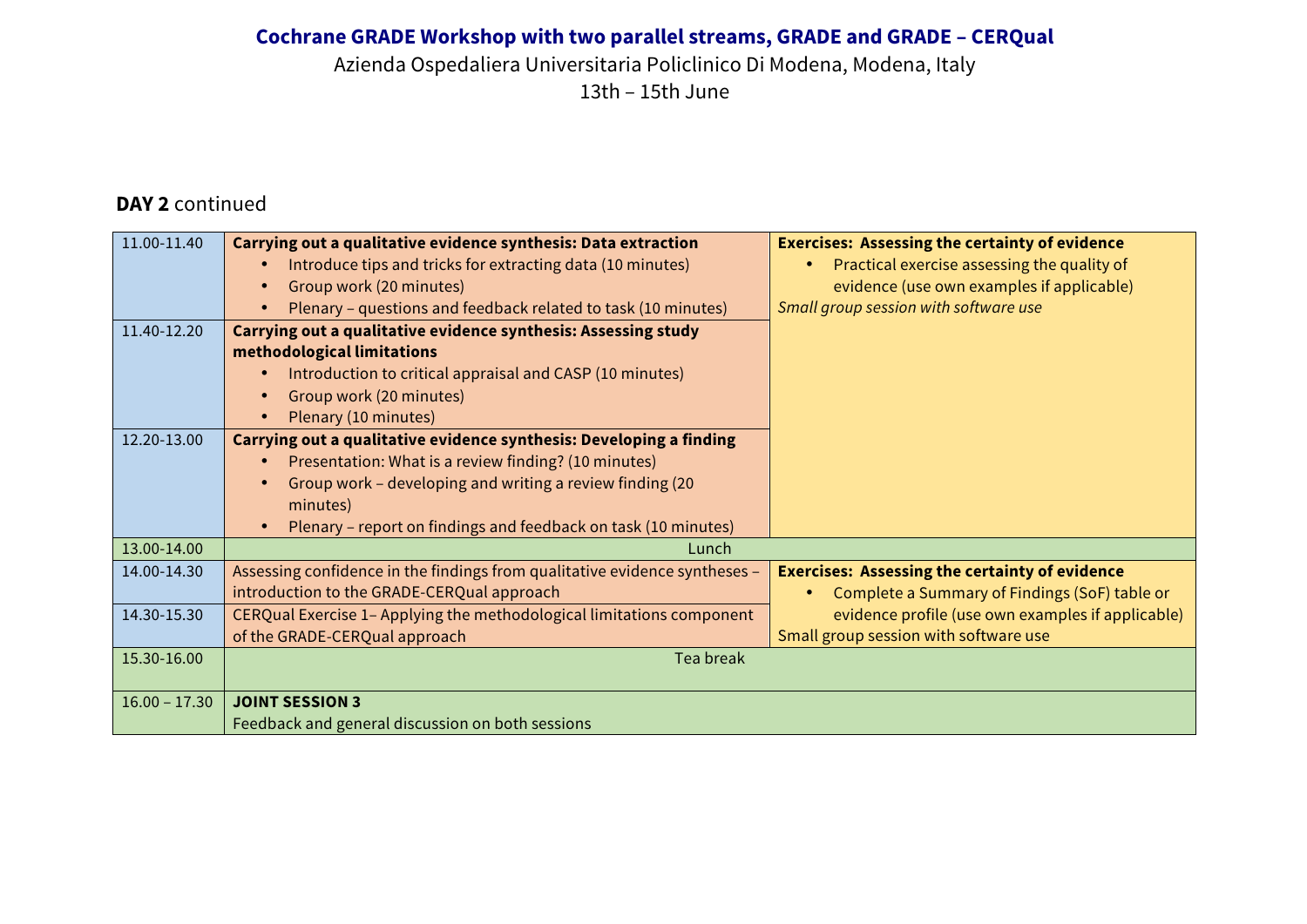**Cochrane GRADE Workshop with two parallel streams, GRADE and GRADE – CERQual**

Azienda Ospedaliera Universitaria Policlinico Di Modena, Modena, Italy

13th – 15th June

## DAY 2 continued

| Time | GRADE-CERQual stream | GRADE stream |
|---|---|---|
| 11.00-11.40 | **Carrying out a qualitative evidence synthesis: Data extraction**<br>• Introduce tips and tricks for extracting data (10 minutes)<br>• Group work (20 minutes)<br>• Plenary – questions and feedback related to task (10 minutes) | **Exercises: Assessing the certainty of evidence**<br>• Practical exercise assessing the quality of evidence (use own examples if applicable)<br>*Small group session with software use* |
| 11.40-12.20 | **Carrying out a qualitative evidence synthesis: Assessing study methodological limitations**<br>• Introduction to critical appraisal and CASP (10 minutes)<br>• Group work (20 minutes)<br>• Plenary (10 minutes) | |
| 12.20-13.00 | **Carrying out a qualitative evidence synthesis: Developing a finding**<br>• Presentation: What is a review finding? (10 minutes)<br>• Group work – developing and writing a review finding (20 minutes)<br>• Plenary – report on findings and feedback on task (10 minutes) | |
| 13.00-14.00 | Lunch | |
| 14.00-14.30 | Assessing confidence in the findings from qualitative evidence syntheses – introduction to the GRADE-CERQual approach | **Exercises: Assessing the certainty of evidence**<br>• Complete a Summary of Findings (SoF) table or evidence profile (use own examples if applicable)<br>Small group session with software use |
| 14.30-15.30 | CERQual Exercise 1– Applying the methodological limitations component of the GRADE-CERQual approach | |
| 15.30-16.00 | Tea break | |
| 16.00 – 17.30 | **JOINT SESSION 3**<br>Feedback and general discussion on both sessions | |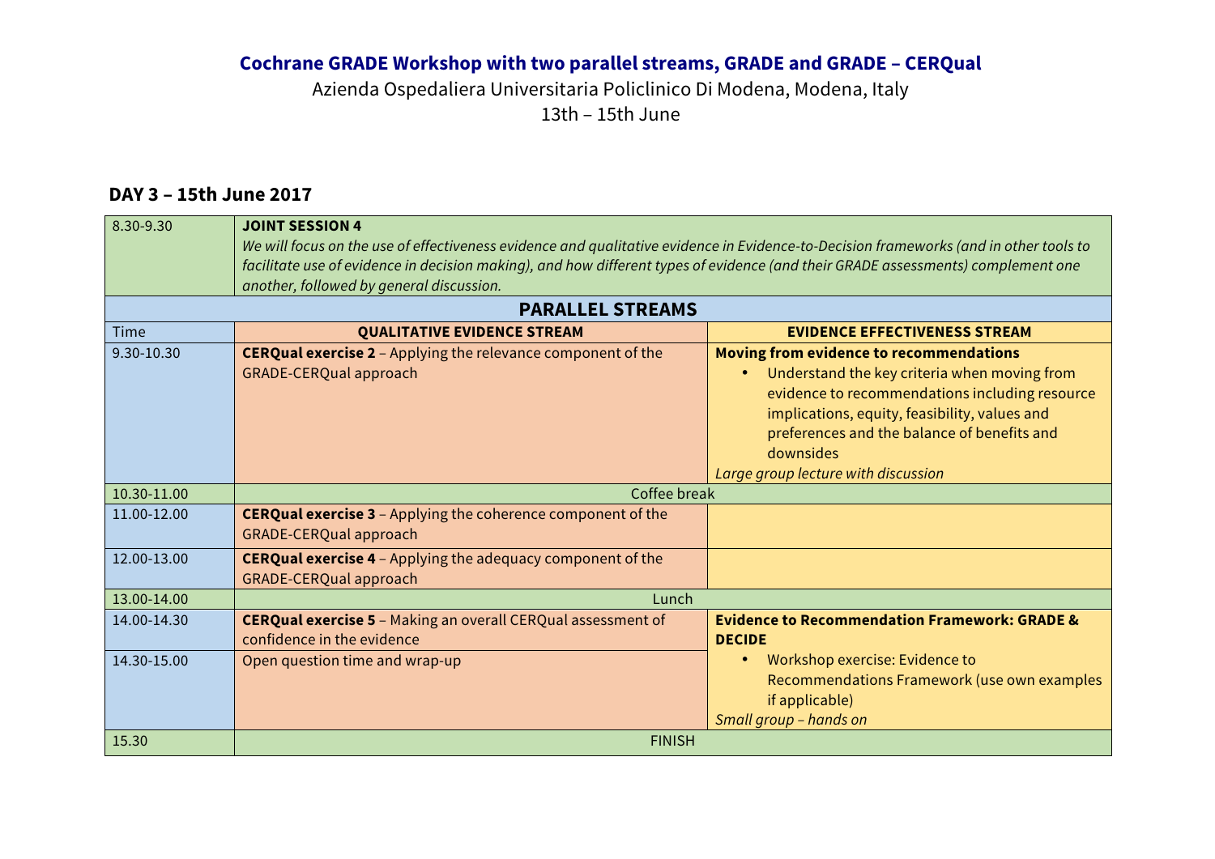# Cochrane GRADE Workshop with two parallel streams, GRADE and GRADE – CERQual

Azienda Ospedaliera Universitaria Policlinico Di Modena, Modena, Italy
13th – 15th June

## DAY 3 – 15th June 2017

| | | |
|---|---|---|
| 8.30-9.30 | **JOINT SESSION 4**<br>*We will focus on the use of effectiveness evidence and qualitative evidence in Evidence-to-Decision frameworks (and in other tools to facilitate use of evidence in decision making), and how different types of evidence (and their GRADE assessments) complement one another, followed by general discussion.* | |
| **PARALLEL STREAMS** | | |
| Time | **QUALITATIVE EVIDENCE STREAM** | **EVIDENCE EFFECTIVENESS STREAM** |
| 9.30-10.30 | **CERQual exercise 2** – Applying the relevance component of the GRADE-CERQual approach | **Moving from evidence to recommendations**<br>• Understand the key criteria when moving from evidence to recommendations including resource implications, equity, feasibility, values and preferences and the balance of benefits and downsides<br>*Large group lecture with discussion* |
| 10.30-11.00 | Coffee break | |
| 11.00-12.00 | **CERQual exercise 3** – Applying the coherence component of the GRADE-CERQual approach | |
| 12.00-13.00 | **CERQual exercise 4** – Applying the adequacy component of the GRADE-CERQual approach | |
| 13.00-14.00 | Lunch | |
| 14.00-14.30 | **CERQual exercise 5** – Making an overall CERQual assessment of confidence in the evidence | **Evidence to Recommendation Framework: GRADE & DECIDE**<br>• Workshop exercise: Evidence to Recommendations Framework (use own examples if applicable)<br>*Small group – hands on* |
| 14.30-15.00 | Open question time and wrap-up | |
| 15.30 | FINISH | |